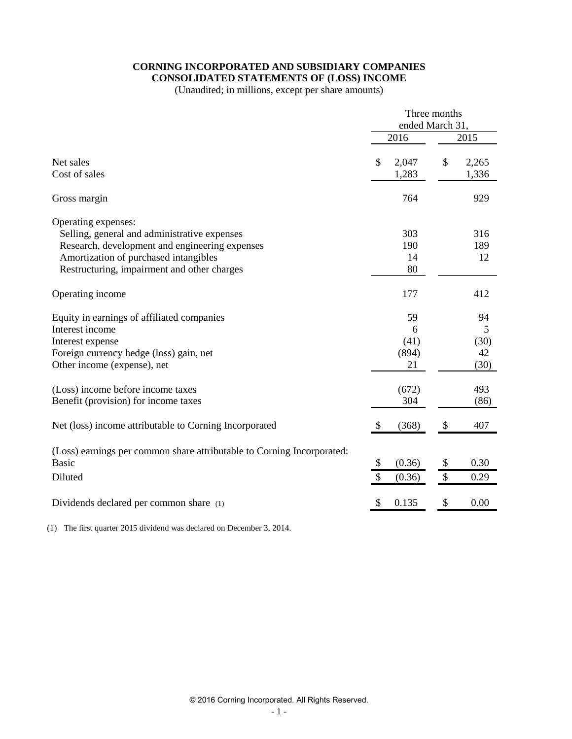**CORNING INCORPORATED AND SUBSIDIARY COMPANIES**
**CONSOLIDATED STATEMENTS OF (LOSS) INCOME**
(Unaudited; in millions, except per share amounts)

| | Three months ended March 31, | |
|---|---|---|
| | 2016 | 2015 |
| Net sales | $ 2,047 | $ 2,265 |
| Cost of sales | 1,283 | 1,336 |
| Gross margin | 764 | 929 |
| Operating expenses: | | |
| Selling, general and administrative expenses | 303 | 316 |
| Research, development and engineering expenses | 190 | 189 |
| Amortization of purchased intangibles | 14 | 12 |
| Restructuring, impairment and other charges | 80 | |
| Operating income | 177 | 412 |
| Equity in earnings of affiliated companies | 59 | 94 |
| Interest income | 6 | 5 |
| Interest expense | (41) | (30) |
| Foreign currency hedge (loss) gain, net | (894) | 42 |
| Other income (expense), net | 21 | (30) |
| (Loss) income before income taxes | (672) | 493 |
| Benefit (provision) for income taxes | 304 | (86) |
| Net (loss) income attributable to Corning Incorporated | $ (368) | $ 407 |
| (Loss) earnings per common share attributable to Corning Incorporated: | | |
| Basic | $ (0.36) | $ 0.30 |
| Diluted | $ (0.36) | $ 0.29 |
| Dividends declared per common share (1) | $ 0.135 | $ 0.00 |

(1) The first quarter 2015 dividend was declared on December 3, 2014.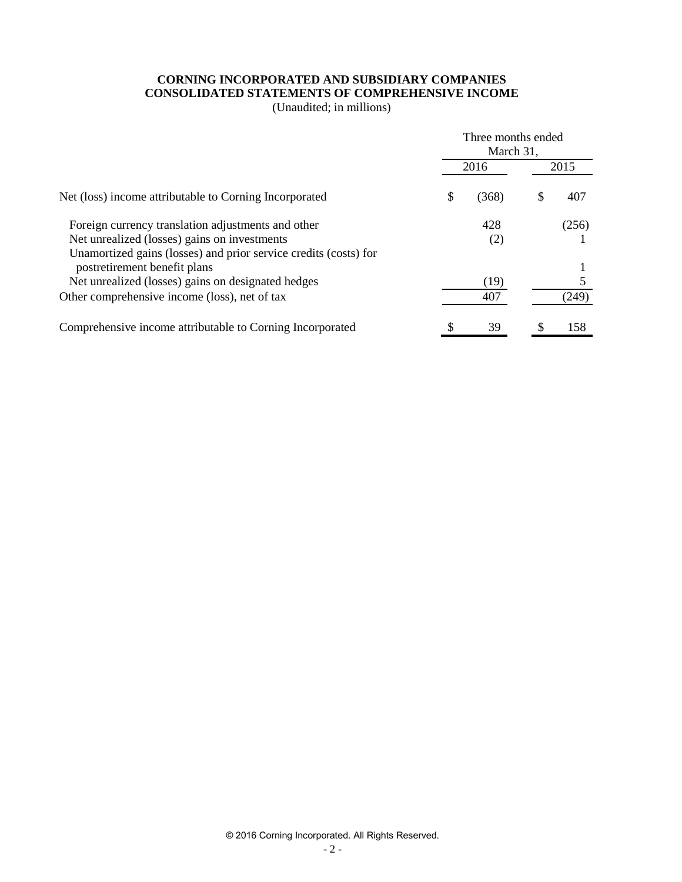**CORNING INCORPORATED AND SUBSIDIARY COMPANIES**
**CONSOLIDATED STATEMENTS OF COMPREHENSIVE INCOME**
(Unaudited; in millions)

| | Three months ended March 31, | |
|---|---|---|
| | 2016 | 2015 |
| Net (loss) income attributable to Corning Incorporated | $ (368) | $ 407 |
| Foreign currency translation adjustments and other | 428 | (256) |
| Net unrealized (losses) gains on investments | (2) | 1 |
| Unamortized gains (losses) and prior service credits (costs) for postretirement benefit plans | | 1 |
| Net unrealized (losses) gains on designated hedges | (19) | 5 |
| Other comprehensive income (loss), net of tax | 407 | (249) |
| Comprehensive income attributable to Corning Incorporated | $ 39 | $ 158 |

© 2016 Corning Incorporated. All Rights Reserved.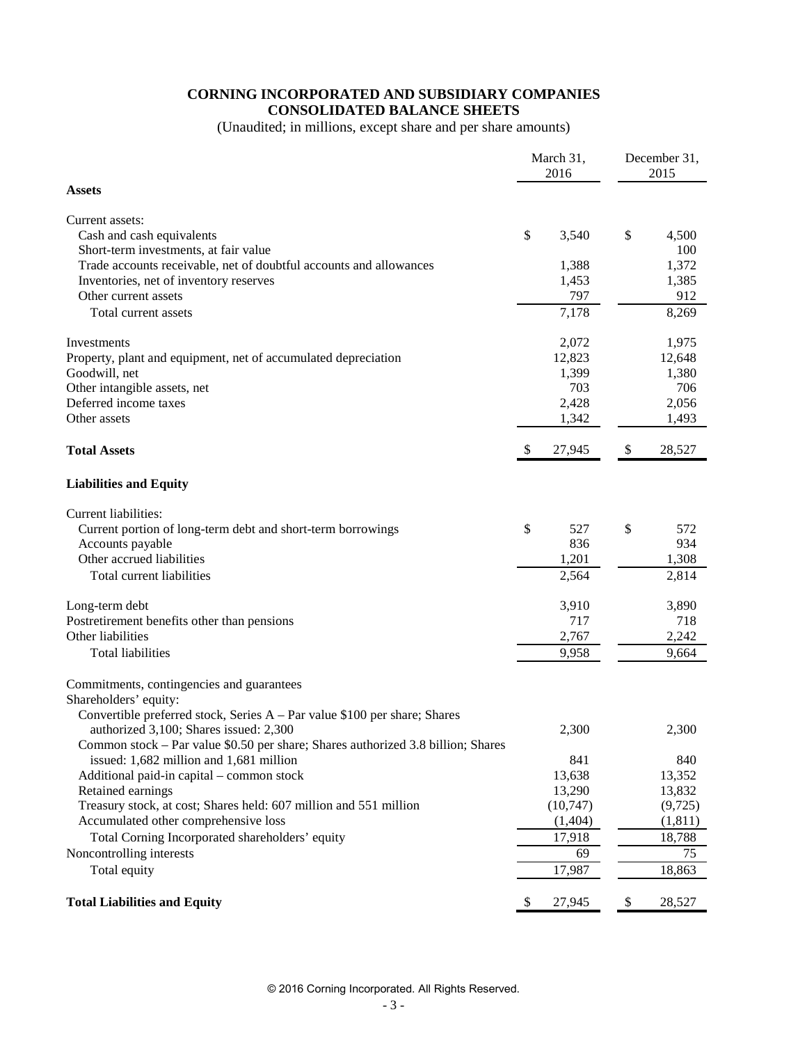**CORNING INCORPORATED AND SUBSIDIARY COMPANIES**
**CONSOLIDATED BALANCE SHEETS**

(Unaudited; in millions, except share and per share amounts)

| | March 31, 2016 | December 31, 2015 |
|---|---|---|
| **Assets** | | |
| Current assets: | | |
| Cash and cash equivalents | $ 3,540 | $ 4,500 |
| Short-term investments, at fair value | | 100 |
| Trade accounts receivable, net of doubtful accounts and allowances | 1,388 | 1,372 |
| Inventories, net of inventory reserves | 1,453 | 1,385 |
| Other current assets | 797 | 912 |
| Total current assets | 7,178 | 8,269 |
| Investments | 2,072 | 1,975 |
| Property, plant and equipment, net of accumulated depreciation | 12,823 | 12,648 |
| Goodwill, net | 1,399 | 1,380 |
| Other intangible assets, net | 703 | 706 |
| Deferred income taxes | 2,428 | 2,056 |
| Other assets | 1,342 | 1,493 |
| **Total Assets** | $ 27,945 | $ 28,527 |
| **Liabilities and Equity** | | |
| Current liabilities: | | |
| Current portion of long-term debt and short-term borrowings | $ 527 | $ 572 |
| Accounts payable | 836 | 934 |
| Other accrued liabilities | 1,201 | 1,308 |
| Total current liabilities | 2,564 | 2,814 |
| Long-term debt | 3,910 | 3,890 |
| Postretirement benefits other than pensions | 717 | 718 |
| Other liabilities | 2,767 | 2,242 |
| Total liabilities | 9,958 | 9,664 |
| Commitments, contingencies and guarantees | | |
| Shareholders' equity: | | |
| Convertible preferred stock, Series A – Par value $100 per share; Shares authorized 3,100; Shares issued: 2,300 | 2,300 | 2,300 |
| Common stock – Par value $0.50 per share; Shares authorized 3.8 billion; Shares issued: 1,682 million and 1,681 million | 841 | 840 |
| Additional paid-in capital – common stock | 13,638 | 13,352 |
| Retained earnings | 13,290 | 13,832 |
| Treasury stock, at cost; Shares held: 607 million and 551 million | (10,747) | (9,725) |
| Accumulated other comprehensive loss | (1,404) | (1,811) |
| Total Corning Incorporated shareholders' equity | 17,918 | 18,788 |
| Noncontrolling interests | 69 | 75 |
| Total equity | 17,987 | 18,863 |
| **Total Liabilities and Equity** | $ 27,945 | $ 28,527 |

© 2016 Corning Incorporated. All Rights Reserved.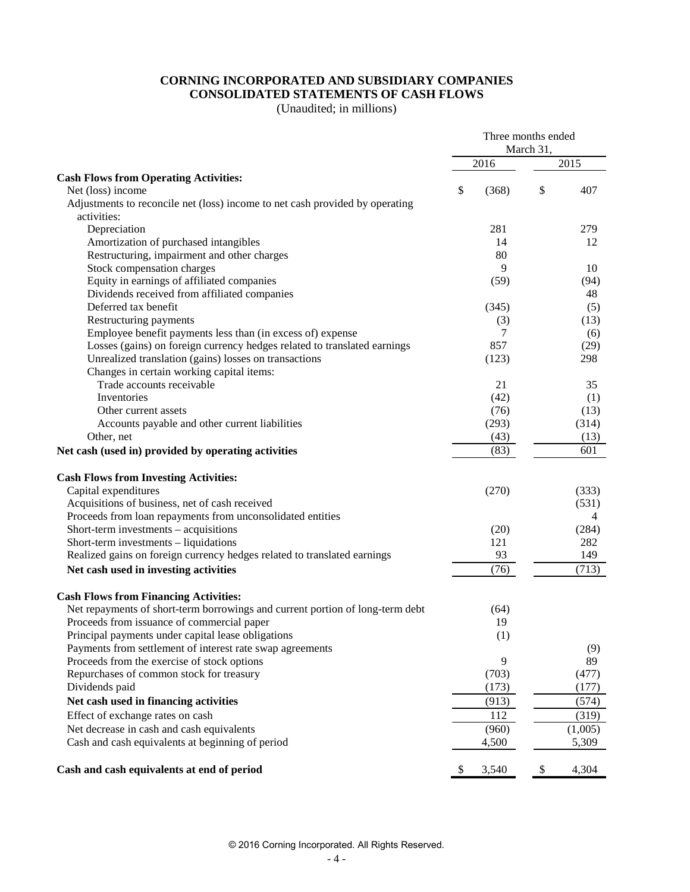# CORNING INCORPORATED AND SUBSIDIARY COMPANIES
## CONSOLIDATED STATEMENTS OF CASH FLOWS

(Unaudited; in millions)

| | Three months ended March 31, 2016 | Three months ended March 31, 2015 |
|---|---|---|
| **Cash Flows from Operating Activities:** | | |
| Net (loss) income | $ (368) | $ 407 |
| Adjustments to reconcile net (loss) income to net cash provided by operating activities: | | |
| Depreciation | 281 | 279 |
| Amortization of purchased intangibles | 14 | 12 |
| Restructuring, impairment and other charges | 80 | |
| Stock compensation charges | 9 | 10 |
| Equity in earnings of affiliated companies | (59) | (94) |
| Dividends received from affiliated companies | | 48 |
| Deferred tax benefit | (345) | (5) |
| Restructuring payments | (3) | (13) |
| Employee benefit payments less than (in excess of) expense | 7 | (6) |
| Losses (gains) on foreign currency hedges related to translated earnings | 857 | (29) |
| Unrealized translation (gains) losses on transactions | (123) | 298 |
| Changes in certain working capital items: | | |
| Trade accounts receivable | 21 | 35 |
| Inventories | (42) | (1) |
| Other current assets | (76) | (13) |
| Accounts payable and other current liabilities | (293) | (314) |
| Other, net | (43) | (13) |
| **Net cash (used in) provided by operating activities** | (83) | 601 |
| **Cash Flows from Investing Activities:** | | |
| Capital expenditures | (270) | (333) |
| Acquisitions of business, net of cash received | | (531) |
| Proceeds from loan repayments from unconsolidated entities | | 4 |
| Short-term investments – acquisitions | (20) | (284) |
| Short-term investments – liquidations | 121 | 282 |
| Realized gains on foreign currency hedges related to translated earnings | 93 | 149 |
| **Net cash used in investing activities** | (76) | (713) |
| **Cash Flows from Financing Activities:** | | |
| Net repayments of short-term borrowings and current portion of long-term debt | (64) | |
| Proceeds from issuance of commercial paper | 19 | |
| Principal payments under capital lease obligations | (1) | |
| Payments from settlement of interest rate swap agreements | | (9) |
| Proceeds from the exercise of stock options | 9 | 89 |
| Repurchases of common stock for treasury | (703) | (477) |
| Dividends paid | (173) | (177) |
| **Net cash used in financing activities** | (913) | (574) |
| Effect of exchange rates on cash | 112 | (319) |
| Net decrease in cash and cash equivalents | (960) | (1,005) |
| Cash and cash equivalents at beginning of period | 4,500 | 5,309 |
| **Cash and cash equivalents at end of period** | $ 3,540 | $ 4,304 |

© 2016 Corning Incorporated. All Rights Reserved.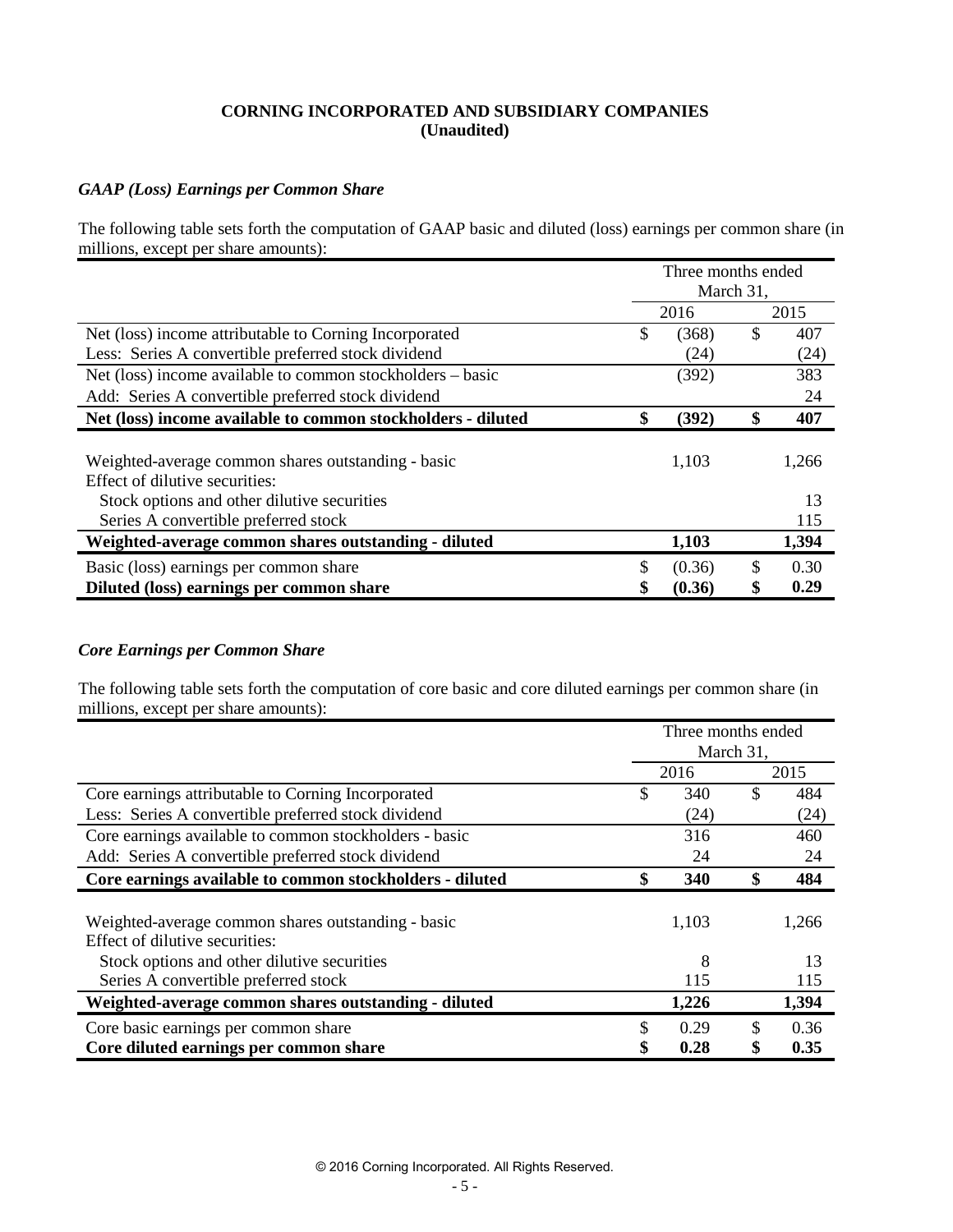**CORNING INCORPORATED AND SUBSIDIARY COMPANIES**
**(Unaudited)**

### *GAAP (Loss) Earnings per Common Share*

The following table sets forth the computation of GAAP basic and diluted (loss) earnings per common share (in millions, except per share amounts):

| | Three months ended March 31, | |
|---|---|---|
| | 2016 | 2015 |
| Net (loss) income attributable to Corning Incorporated | $ (368) | $ 407 |
| Less: Series A convertible preferred stock dividend | (24) | (24) |
| Net (loss) income available to common stockholders – basic | (392) | 383 |
| Add: Series A convertible preferred stock dividend | | 24 |
| **Net (loss) income available to common stockholders - diluted** | **$ (392)** | **$ 407** |
| | | |
| Weighted-average common shares outstanding - basic | 1,103 | 1,266 |
| Effect of dilutive securities: | | |
| Stock options and other dilutive securities | | 13 |
| Series A convertible preferred stock | | 115 |
| **Weighted-average common shares outstanding - diluted** | **1,103** | **1,394** |
| Basic (loss) earnings per common share | $ (0.36) | $ 0.30 |
| **Diluted (loss) earnings per common share** | **$ (0.36)** | **$ 0.29** |

### *Core Earnings per Common Share*

The following table sets forth the computation of core basic and core diluted earnings per common share (in millions, except per share amounts):

| | Three months ended March 31, | |
|---|---|---|
| | 2016 | 2015 |
| Core earnings attributable to Corning Incorporated | $ 340 | $ 484 |
| Less: Series A convertible preferred stock dividend | (24) | (24) |
| Core earnings available to common stockholders - basic | 316 | 460 |
| Add: Series A convertible preferred stock dividend | 24 | 24 |
| **Core earnings available to common stockholders - diluted** | **$ 340** | **$ 484** |
| | | |
| Weighted-average common shares outstanding - basic | 1,103 | 1,266 |
| Effect of dilutive securities: | | |
| Stock options and other dilutive securities | 8 | 13 |
| Series A convertible preferred stock | 115 | 115 |
| **Weighted-average common shares outstanding - diluted** | **1,226** | **1,394** |
| Core basic earnings per common share | $ 0.29 | $ 0.36 |
| **Core diluted earnings per common share** | **$ 0.28** | **$ 0.35** |

© 2016 Corning Incorporated. All Rights Reserved.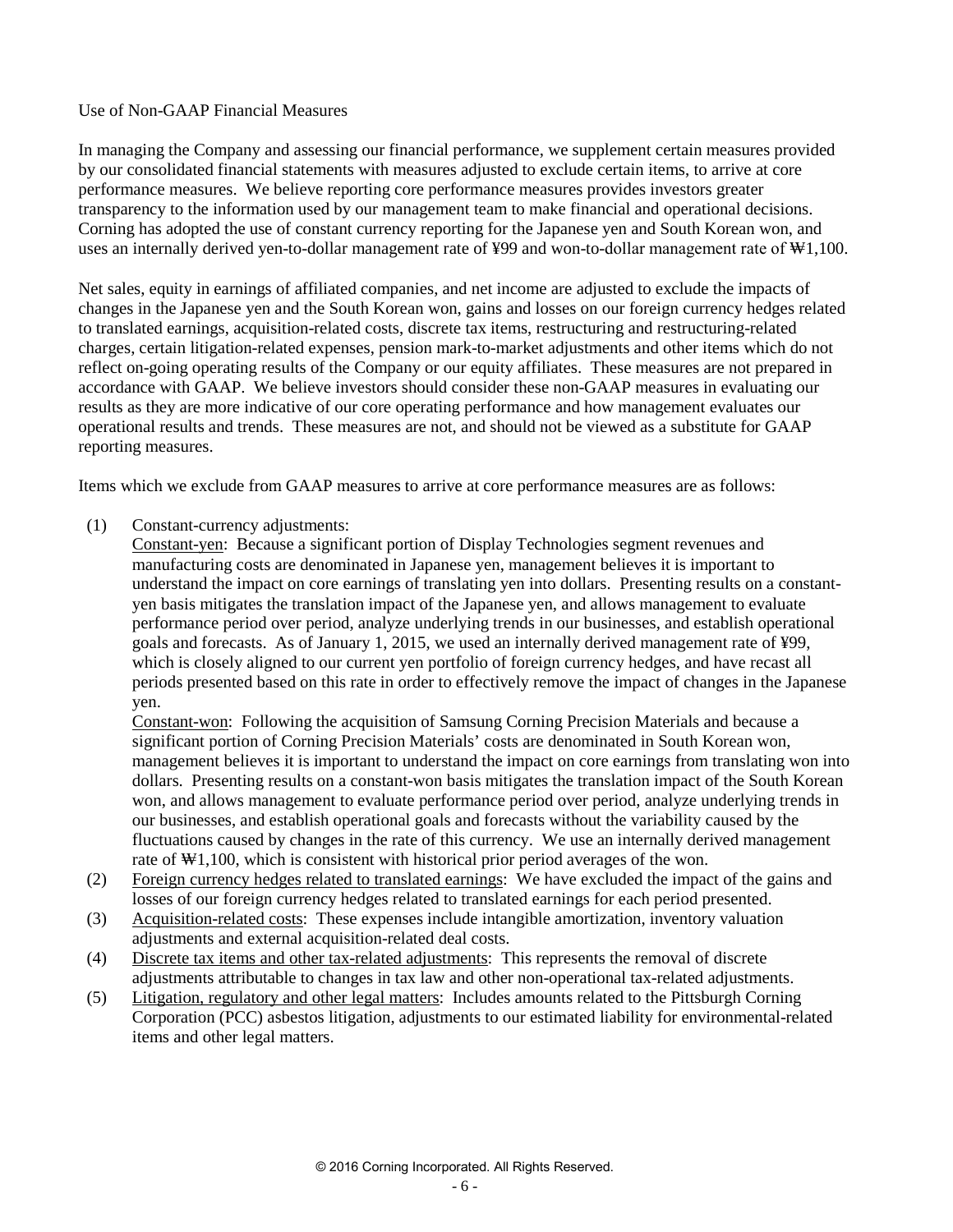## Use of Non-GAAP Financial Measures

In managing the Company and assessing our financial performance, we supplement certain measures provided by our consolidated financial statements with measures adjusted to exclude certain items, to arrive at core performance measures. We believe reporting core performance measures provides investors greater transparency to the information used by our management team to make financial and operational decisions. Corning has adopted the use of constant currency reporting for the Japanese yen and South Korean won, and uses an internally derived yen-to-dollar management rate of ¥99 and won-to-dollar management rate of ₩1,100.

Net sales, equity in earnings of affiliated companies, and net income are adjusted to exclude the impacts of changes in the Japanese yen and the South Korean won, gains and losses on our foreign currency hedges related to translated earnings, acquisition-related costs, discrete tax items, restructuring and restructuring-related charges, certain litigation-related expenses, pension mark-to-market adjustments and other items which do not reflect on-going operating results of the Company or our equity affiliates. These measures are not prepared in accordance with GAAP. We believe investors should consider these non-GAAP measures in evaluating our results as they are more indicative of our core operating performance and how management evaluates our operational results and trends. These measures are not, and should not be viewed as a substitute for GAAP reporting measures.

Items which we exclude from GAAP measures to arrive at core performance measures are as follows:

(1) Constant-currency adjustments:
Constant-yen: Because a significant portion of Display Technologies segment revenues and manufacturing costs are denominated in Japanese yen, management believes it is important to understand the impact on core earnings of translating yen into dollars. Presenting results on a constant-yen basis mitigates the translation impact of the Japanese yen, and allows management to evaluate performance period over period, analyze underlying trends in our businesses, and establish operational goals and forecasts. As of January 1, 2015, we used an internally derived management rate of ¥99, which is closely aligned to our current yen portfolio of foreign currency hedges, and have recast all periods presented based on this rate in order to effectively remove the impact of changes in the Japanese yen.
Constant-won: Following the acquisition of Samsung Corning Precision Materials and because a significant portion of Corning Precision Materials' costs are denominated in South Korean won, management believes it is important to understand the impact on core earnings from translating won into dollars. Presenting results on a constant-won basis mitigates the translation impact of the South Korean won, and allows management to evaluate performance period over period, analyze underlying trends in our businesses, and establish operational goals and forecasts without the variability caused by the fluctuations caused by changes in the rate of this currency. We use an internally derived management rate of ₩1,100, which is consistent with historical prior period averages of the won.

(2) Foreign currency hedges related to translated earnings: We have excluded the impact of the gains and losses of our foreign currency hedges related to translated earnings for each period presented.

(3) Acquisition-related costs: These expenses include intangible amortization, inventory valuation adjustments and external acquisition-related deal costs.

(4) Discrete tax items and other tax-related adjustments: This represents the removal of discrete adjustments attributable to changes in tax law and other non-operational tax-related adjustments.

(5) Litigation, regulatory and other legal matters: Includes amounts related to the Pittsburgh Corning Corporation (PCC) asbestos litigation, adjustments to our estimated liability for environmental-related items and other legal matters.

© 2016 Corning Incorporated. All Rights Reserved.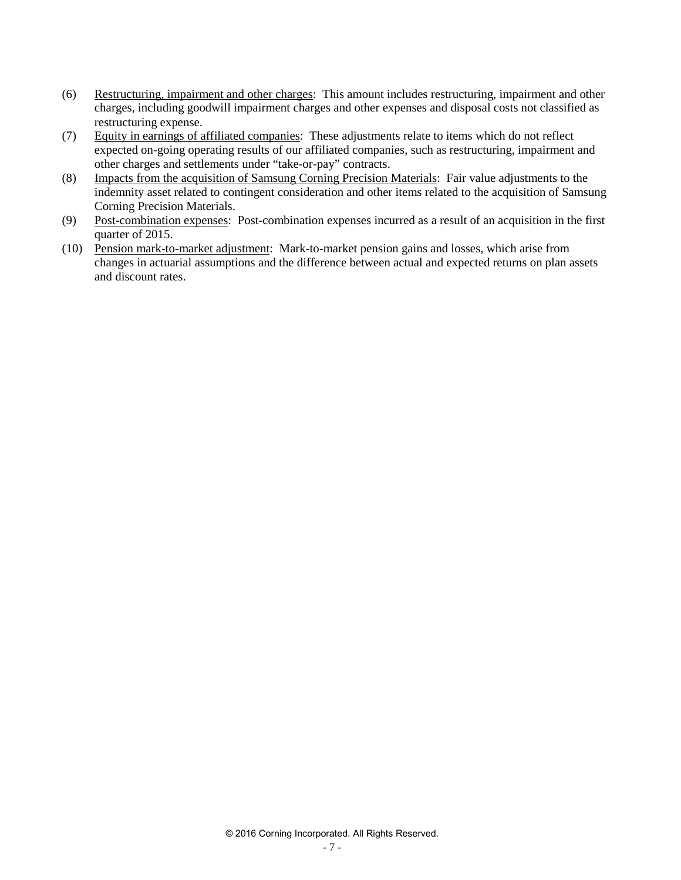(6) Restructuring, impairment and other charges: This amount includes restructuring, impairment and other charges, including goodwill impairment charges and other expenses and disposal costs not classified as restructuring expense.

(7) Equity in earnings of affiliated companies: These adjustments relate to items which do not reflect expected on-going operating results of our affiliated companies, such as restructuring, impairment and other charges and settlements under "take-or-pay" contracts.

(8) Impacts from the acquisition of Samsung Corning Precision Materials: Fair value adjustments to the indemnity asset related to contingent consideration and other items related to the acquisition of Samsung Corning Precision Materials.

(9) Post-combination expenses: Post-combination expenses incurred as a result of an acquisition in the first quarter of 2015.

(10) Pension mark-to-market adjustment: Mark-to-market pension gains and losses, which arise from changes in actuarial assumptions and the difference between actual and expected returns on plan assets and discount rates.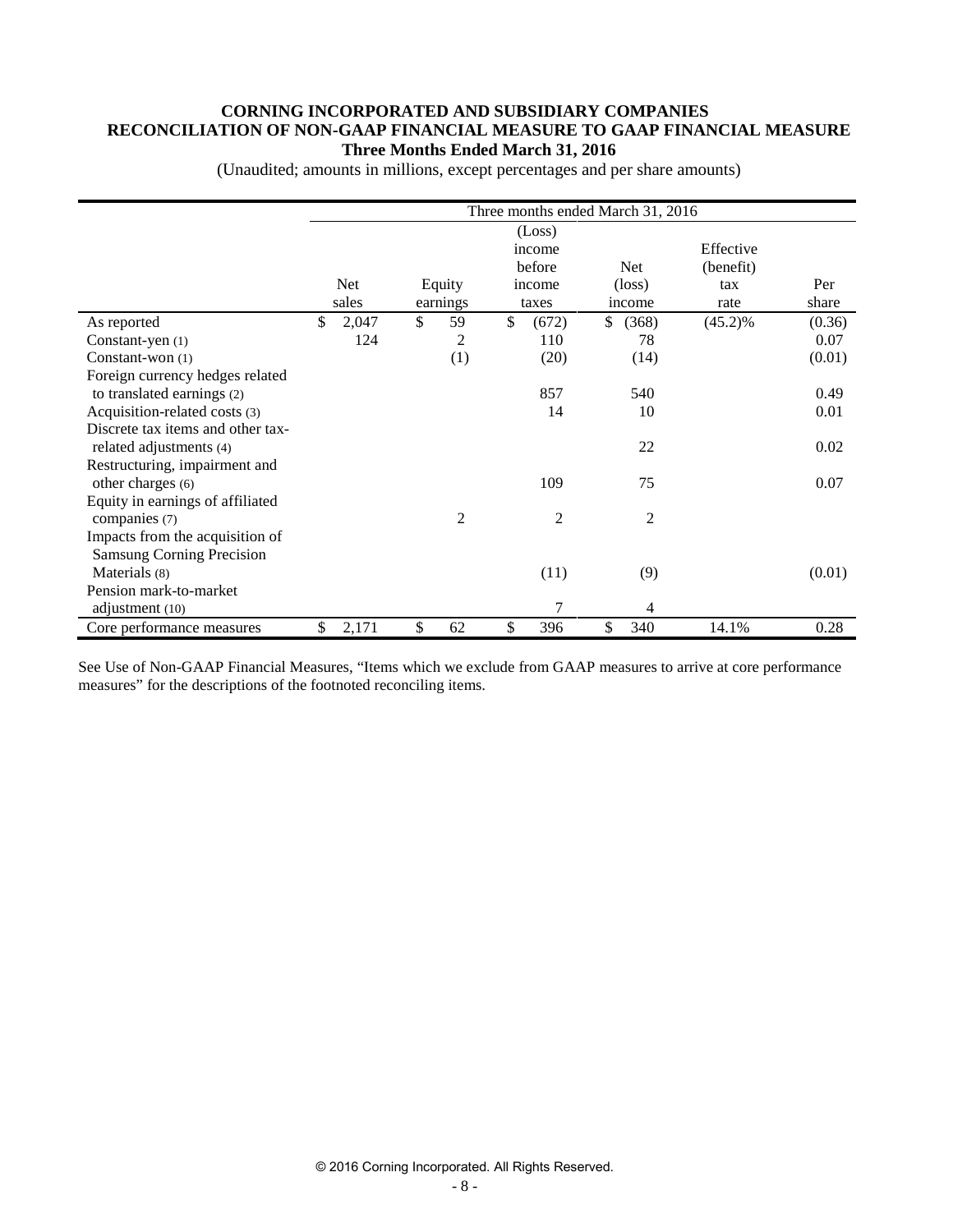**CORNING INCORPORATED AND SUBSIDIARY COMPANIES**
**RECONCILIATION OF NON-GAAP FINANCIAL MEASURE TO GAAP FINANCIAL MEASURE**
**Three Months Ended March 31, 2016**

(Unaudited; amounts in millions, except percentages and per share amounts)

| | Three months ended March 31, 2016 | | | | | |
|---|---|---|---|---|---|---|
| | Net sales | Equity earnings | (Loss) income before income taxes | Net (loss) income | Effective (benefit) tax rate | Per share |
| As reported | $ 2,047 | $ 59 | $ (672) | $ (368) | (45.2)% | (0.36) |
| Constant-yen (1) | 124 | 2 | 110 | 78 | | 0.07 |
| Constant-won (1) | | (1) | (20) | (14) | | (0.01) |
| Foreign currency hedges related to translated earnings (2) | | | 857 | 540 | | 0.49 |
| Acquisition-related costs (3) | | | 14 | 10 | | 0.01 |
| Discrete tax items and other tax-related adjustments (4) | | | | 22 | | 0.02 |
| Restructuring, impairment and other charges (6) | | | 109 | 75 | | 0.07 |
| Equity in earnings of affiliated companies (7) | | 2 | 2 | 2 | | |
| Impacts from the acquisition of Samsung Corning Precision Materials (8) | | | (11) | (9) | | (0.01) |
| Pension mark-to-market adjustment (10) | | | 7 | 4 | | |
| Core performance measures | $ 2,171 | $ 62 | $ 396 | $ 340 | 14.1% | 0.28 |

See Use of Non-GAAP Financial Measures, "Items which we exclude from GAAP measures to arrive at core performance measures" for the descriptions of the footnoted reconciling items.

© 2016 Corning Incorporated. All Rights Reserved.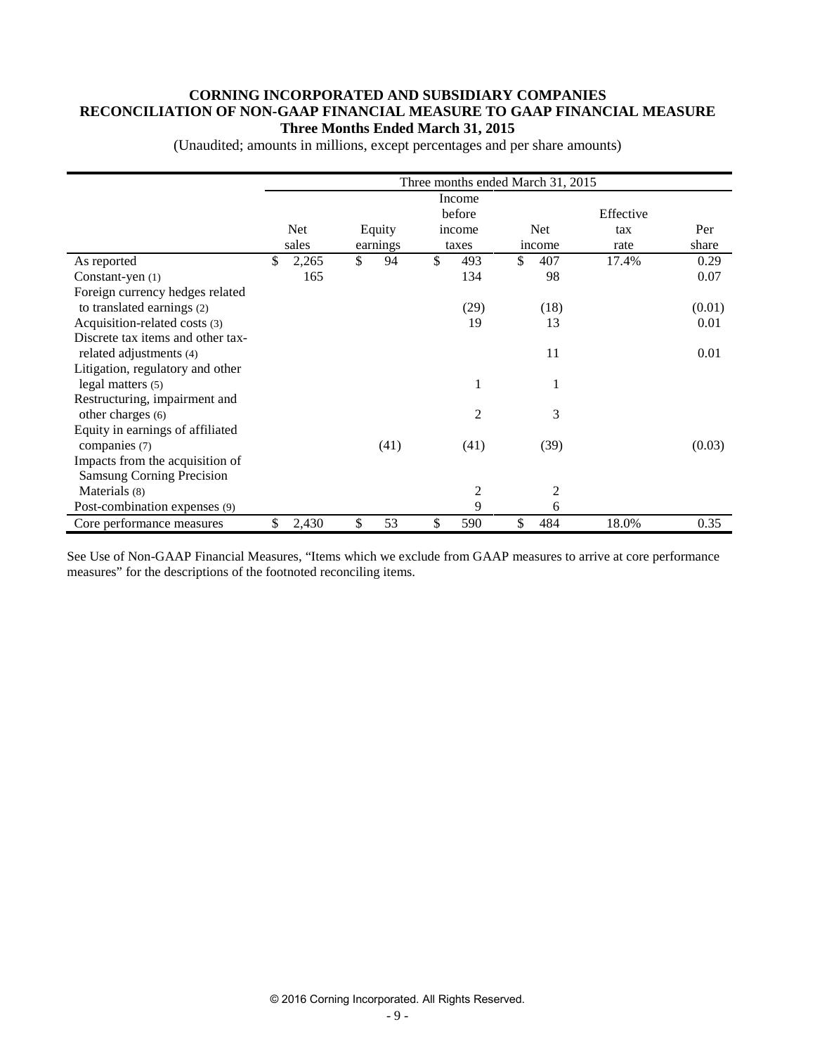**CORNING INCORPORATED AND SUBSIDIARY COMPANIES**
**RECONCILIATION OF NON-GAAP FINANCIAL MEASURE TO GAAP FINANCIAL MEASURE**
**Three Months Ended March 31, 2015**

(Unaudited; amounts in millions, except percentages and per share amounts)

| | Three months ended March 31, 2015 | | | | | |
|---|---|---|---|---|---|---|
| | Net sales | Equity earnings | Income before income taxes | Net income | Effective tax rate | Per share |
| As reported | $ 2,265 | $ 94 | $ 493 | $ 407 | 17.4% | 0.29 |
| Constant-yen (1) | 165 | | 134 | 98 | | 0.07 |
| Foreign currency hedges related to translated earnings (2) | | | (29) | (18) | | (0.01) |
| Acquisition-related costs (3) | | | 19 | 13 | | 0.01 |
| Discrete tax items and other tax-related adjustments (4) | | | | 11 | | 0.01 |
| Litigation, regulatory and other legal matters (5) | | | 1 | 1 | | |
| Restructuring, impairment and other charges (6) | | | 2 | 3 | | |
| Equity in earnings of affiliated companies (7) | | (41) | (41) | (39) | | (0.03) |
| Impacts from the acquisition of Samsung Corning Precision Materials (8) | | | 2 | 2 | | |
| Post-combination expenses (9) | | | 9 | 6 | | |
| Core performance measures | $ 2,430 | $ 53 | $ 590 | $ 484 | 18.0% | 0.35 |

See Use of Non-GAAP Financial Measures, "Items which we exclude from GAAP measures to arrive at core performance measures" for the descriptions of the footnoted reconciling items.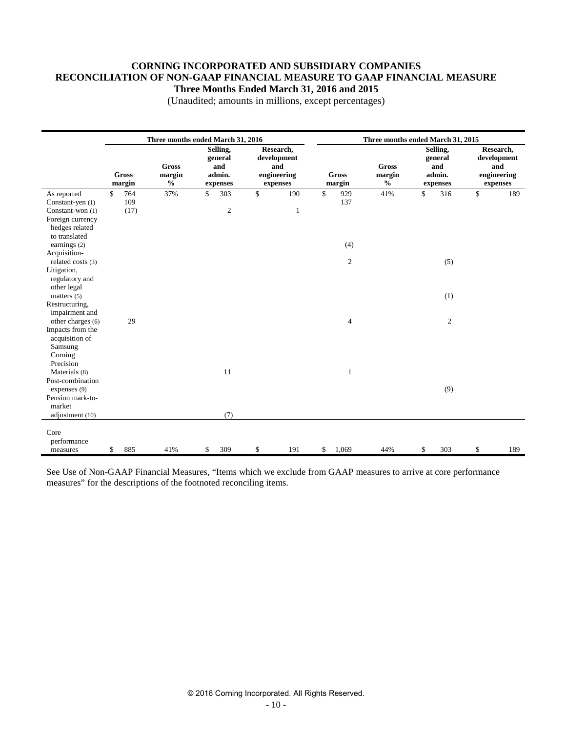# CORNING INCORPORATED AND SUBSIDIARY COMPANIES
## RECONCILIATION OF NON-GAAP FINANCIAL MEASURE TO GAAP FINANCIAL MEASURE
### Three Months Ended March 31, 2016 and 2015

(Unaudited; amounts in millions, except percentages)

| | Three months ended March 31, 2016 | | | | Three months ended March 31, 2015 | | | |
|---|---|---|---|---|---|---|---|---|
| | Gross margin | Gross margin % | Selling, general and admin. expenses | Research, development and engineering expenses | Gross margin | Gross margin % | Selling, general and admin. expenses | Research, development and engineering expenses |
| As reported | $ 764 | 37% | $ 303 | $ 190 | $ 929 | 41% | $ 316 | $ 189 |
| Constant-yen (1) | 109 | | | | 137 | | | |
| Constant-won (1) | (17) | | 2 | 1 | | | | |
| Foreign currency hedges related to translated earnings (2) | | | | | (4) | | | |
| Acquisition-related costs (3) | | | | | 2 | | (5) | |
| Litigation, regulatory and other legal matters (5) | | | | | | | (1) | |
| Restructuring, impairment and other charges (6) | 29 | | | | 4 | | 2 | |
| Impacts from the acquisition of Samsung Corning Precision Materials (8) | | | 11 | | 1 | | | |
| Post-combination expenses (9) | | | | | | | (9) | |
| Pension mark-to-market adjustment (10) | | | (7) | | | | | |
| Core performance measures | $ 885 | 41% | $ 309 | $ 191 | $ 1,069 | 44% | $ 303 | $ 189 |

See Use of Non-GAAP Financial Measures, "Items which we exclude from GAAP measures to arrive at core performance measures" for the descriptions of the footnoted reconciling items.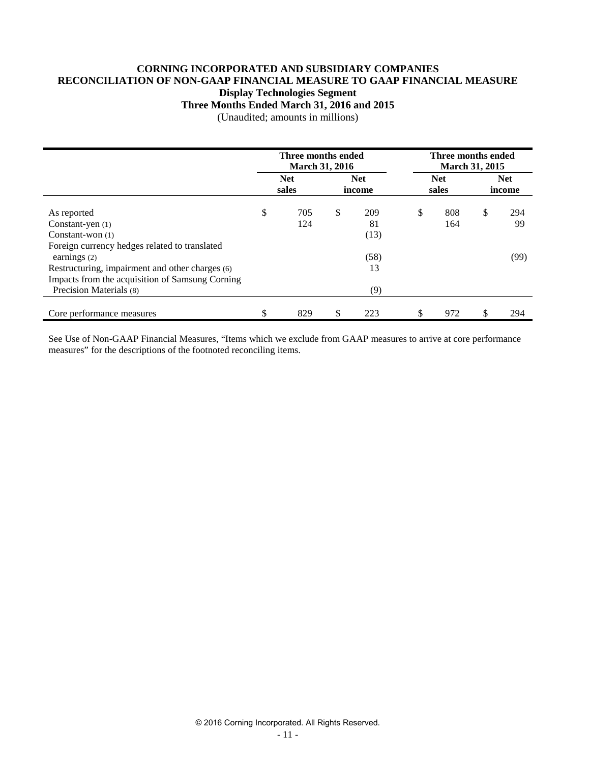**CORNING INCORPORATED AND SUBSIDIARY COMPANIES**
**RECONCILIATION OF NON-GAAP FINANCIAL MEASURE TO GAAP FINANCIAL MEASURE**
**Display Technologies Segment**
**Three Months Ended March 31, 2016 and 2015**
(Unaudited; amounts in millions)

| | Three months ended March 31, 2016 | | Three months ended March 31, 2015 | |
|---|---|---|---|---|
| | Net sales | Net income | Net sales | Net income |
| As reported | $ 705 | $ 209 | $ 808 | $ 294 |
| Constant-yen (1) | 124 | 81 | 164 | 99 |
| Constant-won (1) | | (13) | | |
| Foreign currency hedges related to translated earnings (2) | | (58) | | (99) |
| Restructuring, impairment and other charges (6) | | 13 | | |
| Impacts from the acquisition of Samsung Corning Precision Materials (8) | | (9) | | |
| Core performance measures | $ 829 | $ 223 | $ 972 | $ 294 |

See Use of Non-GAAP Financial Measures, "Items which we exclude from GAAP measures to arrive at core performance measures" for the descriptions of the footnoted reconciling items.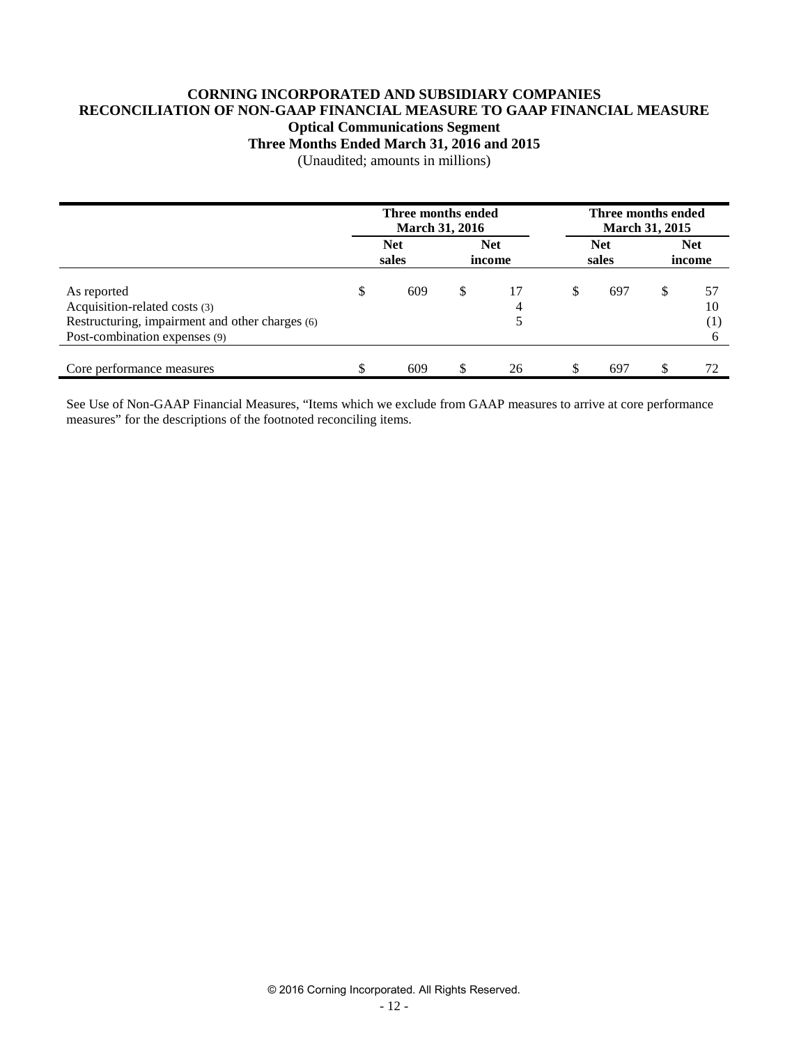**CORNING INCORPORATED AND SUBSIDIARY COMPANIES**
**RECONCILIATION OF NON-GAAP FINANCIAL MEASURE TO GAAP FINANCIAL MEASURE**
**Optical Communications Segment**
**Three Months Ended March 31, 2016 and 2015**
(Unaudited; amounts in millions)

| | Three months ended March 31, 2016 | | Three months ended March 31, 2015 | |
|---|---|---|---|---|
| | Net sales | Net income | Net sales | Net income |
| As reported | $ 609 | $ 17 | $ 697 | $ 57 |
| Acquisition-related costs (3) | | 4 | | 10 |
| Restructuring, impairment and other charges (6) | | 5 | | (1) |
| Post-combination expenses (9) | | | | 6 |
| Core performance measures | $ 609 | $ 26 | $ 697 | $ 72 |

See Use of Non-GAAP Financial Measures, "Items which we exclude from GAAP measures to arrive at core performance measures" for the descriptions of the footnoted reconciling items.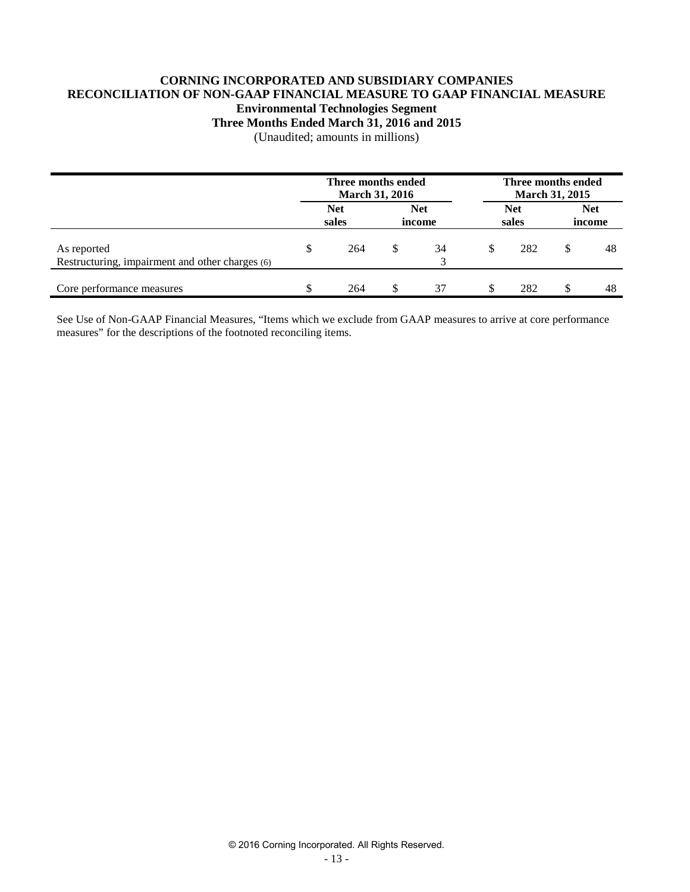**CORNING INCORPORATED AND SUBSIDIARY COMPANIES**
**RECONCILIATION OF NON-GAAP FINANCIAL MEASURE TO GAAP FINANCIAL MEASURE**
**Environmental Technologies Segment**
**Three Months Ended March 31, 2016 and 2015**
(Unaudited; amounts in millions)

| | Three months ended March 31, 2016 | | Three months ended March 31, 2015 | |
|---|---|---|---|---|
| | Net sales | Net income | Net sales | Net income |
| As reported | $ 264 | $ 34 | $ 282 | $ 48 |
| Restructuring, impairment and other charges (6) | | 3 | | |
| Core performance measures | $ 264 | $ 37 | $ 282 | $ 48 |

See Use of Non-GAAP Financial Measures, "Items which we exclude from GAAP measures to arrive at core performance measures" for the descriptions of the footnoted reconciling items.

© 2016 Corning Incorporated. All Rights Reserved.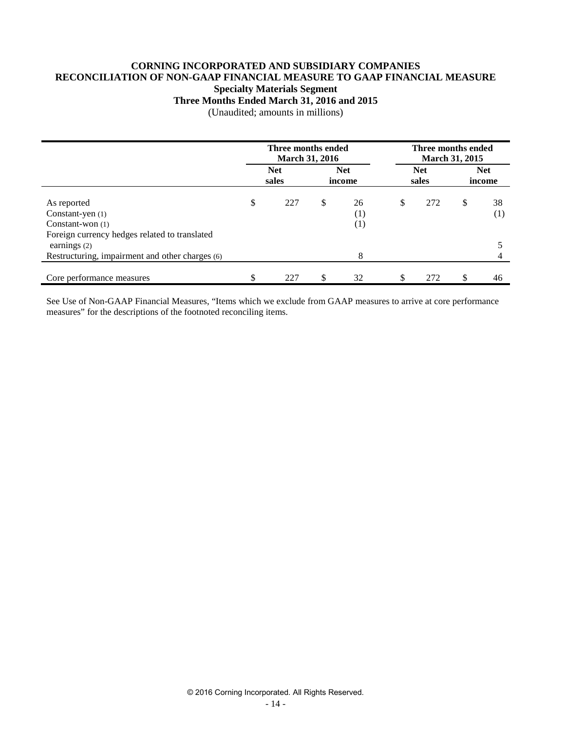# CORNING INCORPORATED AND SUBSIDIARY COMPANIES
## RECONCILIATION OF NON-GAAP FINANCIAL MEASURE TO GAAP FINANCIAL MEASURE
### Specialty Materials Segment
### Three Months Ended March 31, 2016 and 2015

(Unaudited; amounts in millions)

| | Three months ended March 31, 2016 | | Three months ended March 31, 2015 | |
|---|---|---|---|---|
| | Net sales | Net income | Net sales | Net income |
| As reported | $ 227 | $ 26 | $ 272 | $ 38 |
| Constant-yen (1) | | (1) | | (1) |
| Constant-won (1) | | (1) | | |
| Foreign currency hedges related to translated earnings (2) | | | | 5 |
| Restructuring, impairment and other charges (6) | | 8 | | 4 |
| Core performance measures | $ 227 | $ 32 | $ 272 | $ 46 |

See Use of Non-GAAP Financial Measures, "Items which we exclude from GAAP measures to arrive at core performance measures" for the descriptions of the footnoted reconciling items.

© 2016 Corning Incorporated. All Rights Reserved.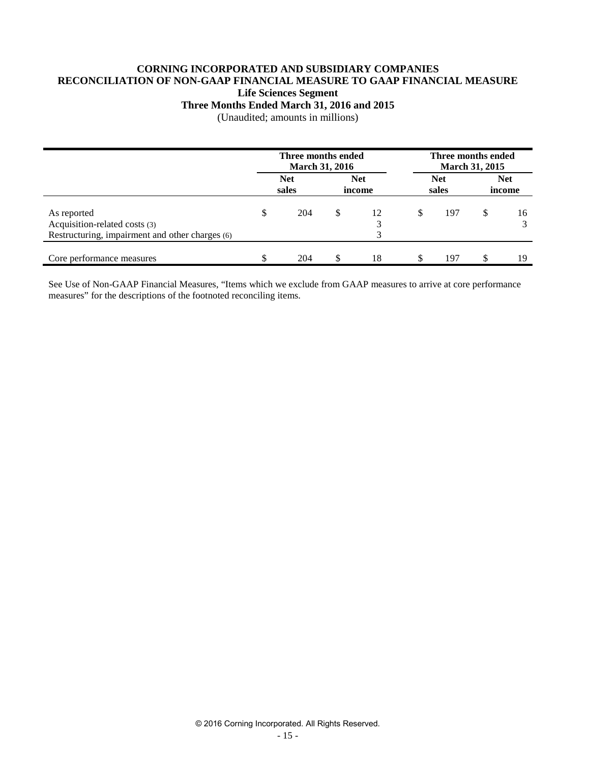**CORNING INCORPORATED AND SUBSIDIARY COMPANIES**
**RECONCILIATION OF NON-GAAP FINANCIAL MEASURE TO GAAP FINANCIAL MEASURE**
**Life Sciences Segment**
**Three Months Ended March 31, 2016 and 2015**
(Unaudited; amounts in millions)

| | Three months ended March 31, 2016 | | Three months ended March 31, 2015 | |
|---|---|---|---|---|
| | Net sales | Net income | Net sales | Net income |
| As reported | $ 204 | $ 12 | $ 197 | $ 16 |
| Acquisition-related costs (3) | | 3 | | 3 |
| Restructuring, impairment and other charges (6) | | 3 | | |
| Core performance measures | $ 204 | $ 18 | $ 197 | $ 19 |

See Use of Non-GAAP Financial Measures, “Items which we exclude from GAAP measures to arrive at core performance measures” for the descriptions of the footnoted reconciling items.

© 2016 Corning Incorporated. All Rights Reserved.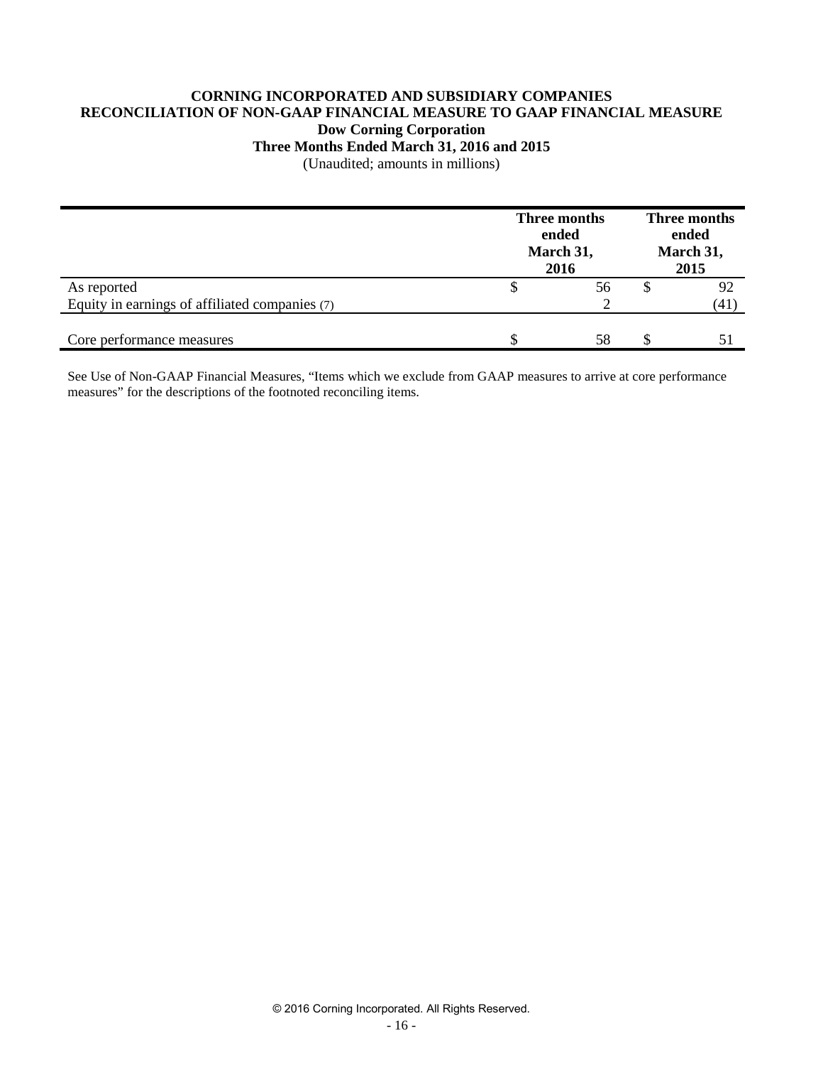**CORNING INCORPORATED AND SUBSIDIARY COMPANIES**
**RECONCILIATION OF NON-GAAP FINANCIAL MEASURE TO GAAP FINANCIAL MEASURE**
**Dow Corning Corporation**
**Three Months Ended March 31, 2016 and 2015**
(Unaudited; amounts in millions)

| | Three months ended March 31, 2016 | Three months ended March 31, 2015 |
|---|---|---|
| As reported | $ 56 | $ 92 |
| Equity in earnings of affiliated companies (7) | 2 | (41) |
| Core performance measures | $ 58 | $ 51 |

See Use of Non-GAAP Financial Measures, "Items which we exclude from GAAP measures to arrive at core performance measures" for the descriptions of the footnoted reconciling items.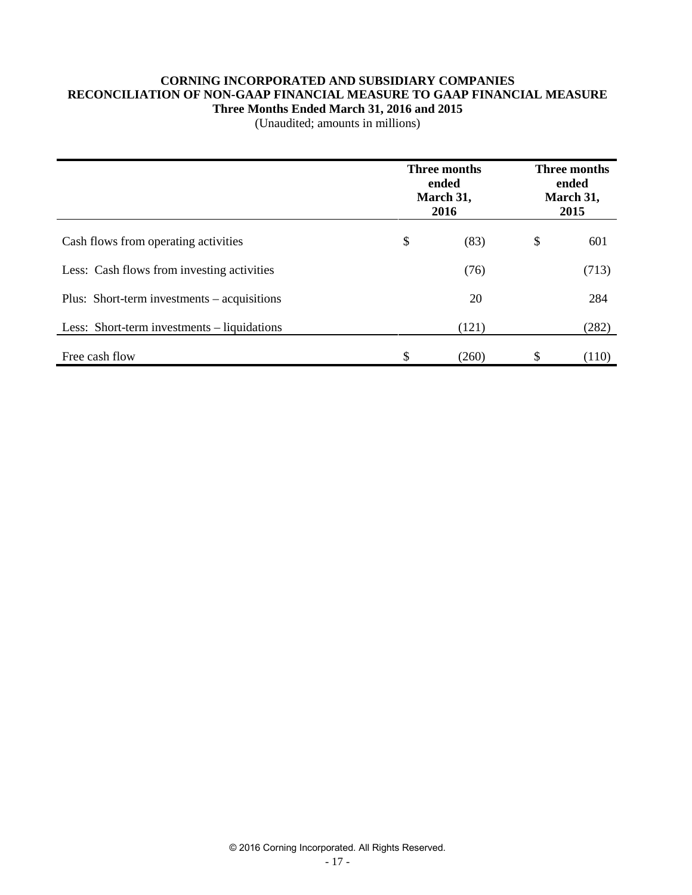**CORNING INCORPORATED AND SUBSIDIARY COMPANIES**
**RECONCILIATION OF NON-GAAP FINANCIAL MEASURE TO GAAP FINANCIAL MEASURE**
**Three Months Ended March 31, 2016 and 2015**
(Unaudited; amounts in millions)

| | Three months ended March 31, 2016 | Three months ended March 31, 2015 |
|---|---|---|
| Cash flows from operating activities | $ (83) | $ 601 |
| Less: Cash flows from investing activities | (76) | (713) |
| Plus: Short-term investments – acquisitions | 20 | 284 |
| Less: Short-term investments – liquidations | (121) | (282) |
| Free cash flow | $ (260) | $ (110) |

© 2016 Corning Incorporated. All Rights Reserved.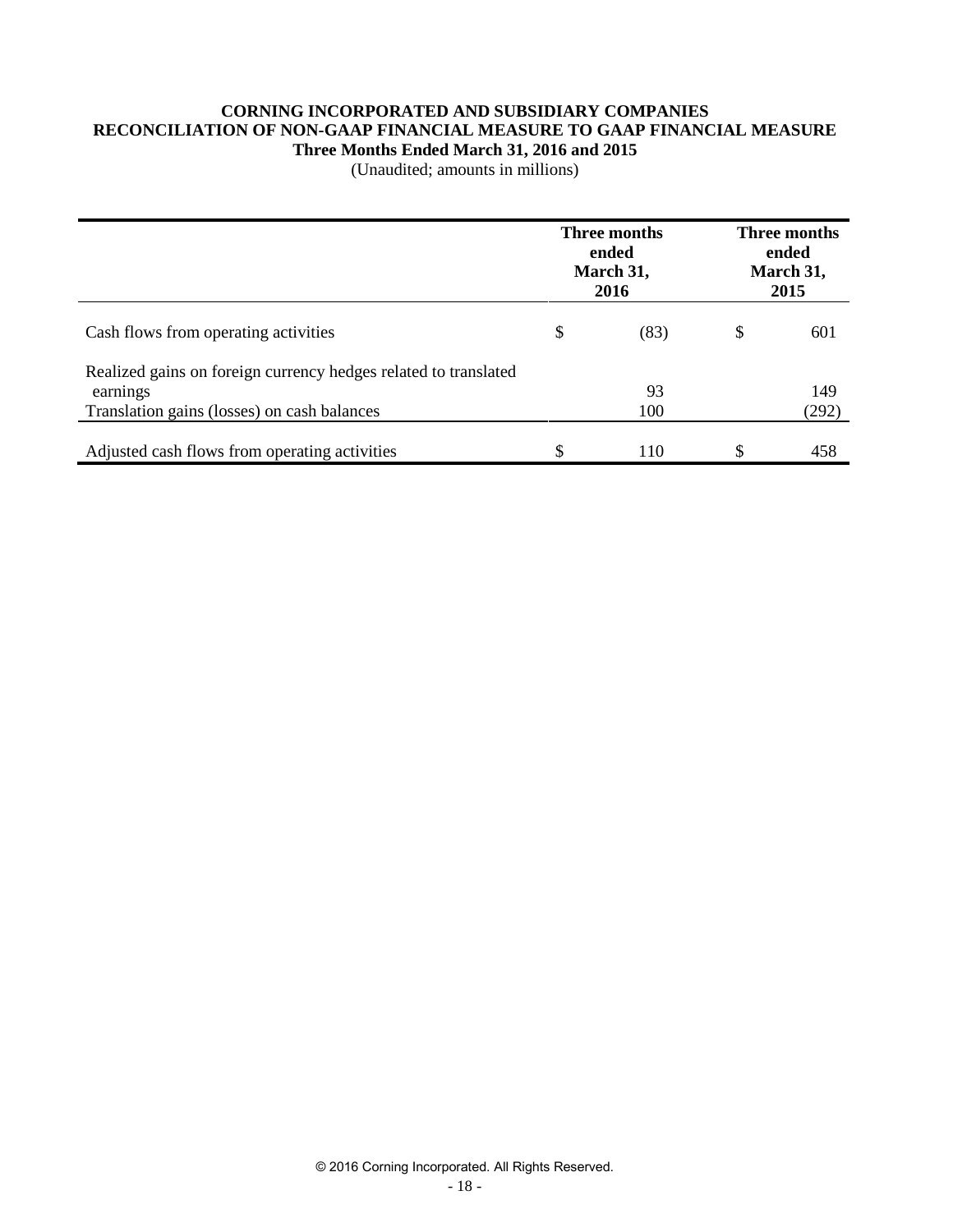**CORNING INCORPORATED AND SUBSIDIARY COMPANIES**
**RECONCILIATION OF NON-GAAP FINANCIAL MEASURE TO GAAP FINANCIAL MEASURE**
**Three Months Ended March 31, 2016 and 2015**
(Unaudited; amounts in millions)

| | Three months ended March 31, 2016 | Three months ended March 31, 2015 |
|---|---|---|
| Cash flows from operating activities | $ (83) | $ 601 |
| Realized gains on foreign currency hedges related to translated earnings | 93 | 149 |
| Translation gains (losses) on cash balances | 100 | (292) |
| Adjusted cash flows from operating activities | $ 110 | $ 458 |

© 2016 Corning Incorporated. All Rights Reserved.